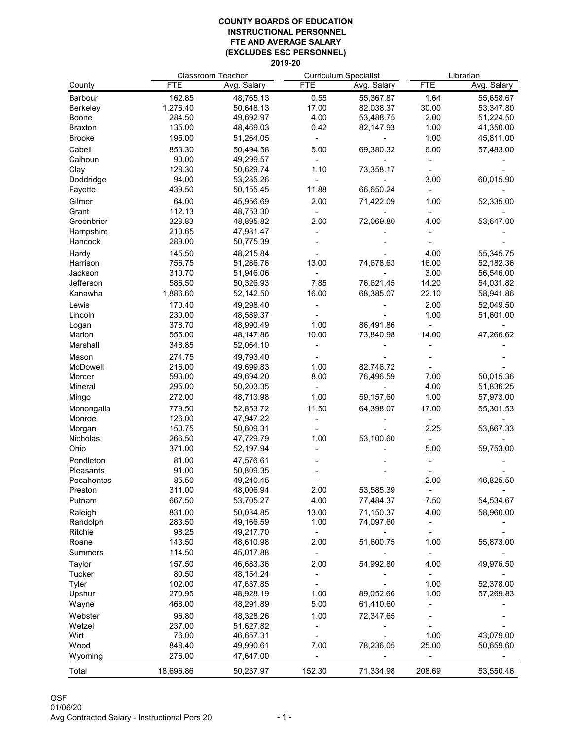# COUNTY BOARDS OF EDUCATION
## INSTRUCTIONAL PERSONNEL
## FTE AND AVERAGE SALARY
## (EXCLUDES ESC PERSONNEL)
## 2019-20

| | Classroom Teacher | | Curriculum Specialist | | Librarian | |
|---|---|---|---|---|---|---|
| County | FTE | Avg. Salary | FTE | Avg. Salary | FTE | Avg. Salary |
| Barbour | 162.85 | 48,765.13 | 0.55 | 55,367.87 | 1.64 | 55,658.67 |
| Berkeley | 1,276.40 | 50,648.13 | 17.00 | 82,038.37 | 30.00 | 53,347.80 |
| Boone | 284.50 | 49,692.97 | 4.00 | 53,488.75 | 2.00 | 51,224.50 |
| Braxton | 135.00 | 48,469.03 | 0.42 | 82,147.93 | 1.00 | 41,350.00 |
| Brooke | 195.00 | 51,264.05 | - | - | 1.00 | 45,811.00 |
| Cabell | 853.30 | 50,494.58 | 5.00 | 69,380.32 | 6.00 | 57,483.00 |
| Calhoun | 90.00 | 49,299.57 | - | - | - | - |
| Clay | 128.30 | 50,629.74 | 1.10 | 73,358.17 | - | - |
| Doddridge | 94.00 | 53,285.26 | - | - | 3.00 | 60,015.90 |
| Fayette | 439.50 | 50,155.45 | 11.88 | 66,650.24 | - | - |
| Gilmer | 64.00 | 45,956.69 | 2.00 | 71,422.09 | 1.00 | 52,335.00 |
| Grant | 112.13 | 48,753.30 | - | - | - | - |
| Greenbrier | 328.83 | 48,895.82 | 2.00 | 72,069.80 | 4.00 | 53,647.00 |
| Hampshire | 210.65 | 47,981.47 | - | - | - | - |
| Hancock | 289.00 | 50,775.39 | - | - | - | - |
| Hardy | 145.50 | 48,215.84 | - | - | 4.00 | 55,345.75 |
| Harrison | 756.75 | 51,286.76 | 13.00 | 74,678.63 | 16.00 | 52,182.36 |
| Jackson | 310.70 | 51,946.06 | - | - | 3.00 | 56,546.00 |
| Jefferson | 586.50 | 50,326.93 | 7.85 | 76,621.45 | 14.20 | 54,031.82 |
| Kanawha | 1,886.60 | 52,142.50 | 16.00 | 68,385.07 | 22.10 | 58,941.86 |
| Lewis | 170.40 | 49,298.40 | - | - | 2.00 | 52,049.50 |
| Lincoln | 230.00 | 48,589.37 | - | - | 1.00 | 51,601.00 |
| Logan | 378.70 | 48,990.49 | 1.00 | 86,491.86 | - | - |
| Marion | 555.00 | 48,147.86 | 10.00 | 73,840.98 | 14.00 | 47,266.62 |
| Marshall | 348.85 | 52,064.10 | - | - | - | - |
| Mason | 274.75 | 49,793.40 | - | - | - | - |
| McDowell | 216.00 | 49,699.83 | 1.00 | 82,746.72 | - | - |
| Mercer | 593.00 | 49,694.20 | 8.00 | 76,496.59 | 7.00 | 50,015.36 |
| Mineral | 295.00 | 50,203.35 | - | - | 4.00 | 51,836.25 |
| Mingo | 272.00 | 48,713.98 | 1.00 | 59,157.60 | 1.00 | 57,973.00 |
| Monongalia | 779.50 | 52,853.72 | 11.50 | 64,398.07 | 17.00 | 55,301.53 |
| Monroe | 126.00 | 47,947.22 | - | - | - | - |
| Morgan | 150.75 | 50,609.31 | - | - | 2.25 | 53,867.33 |
| Nicholas | 266.50 | 47,729.79 | 1.00 | 53,100.60 | - | - |
| Ohio | 371.00 | 52,197.94 | - | - | 5.00 | 59,753.00 |
| Pendleton | 81.00 | 47,576.61 | - | - | - | - |
| Pleasants | 91.00 | 50,809.35 | - | - | - | - |
| Pocahontas | 85.50 | 49,240.45 | - | - | 2.00 | 46,825.50 |
| Preston | 311.00 | 48,006.94 | 2.00 | 53,585.39 | - | - |
| Putnam | 667.50 | 53,705.27 | 4.00 | 77,484.37 | 7.50 | 54,534.67 |
| Raleigh | 831.00 | 50,034.85 | 13.00 | 71,150.37 | 4.00 | 58,960.00 |
| Randolph | 283.50 | 49,166.59 | 1.00 | 74,097.60 | - | - |
| Ritchie | 98.25 | 49,217.70 | - | - | - | - |
| Roane | 143.50 | 48,610.98 | 2.00 | 51,600.75 | 1.00 | 55,873.00 |
| Summers | 114.50 | 45,017.88 | - | - | - | - |
| Taylor | 157.50 | 46,683.36 | 2.00 | 54,992.80 | 4.00 | 49,976.50 |
| Tucker | 80.50 | 48,154.24 | - | - | - | - |
| Tyler | 102.00 | 47,637.85 | - | - | 1.00 | 52,378.00 |
| Upshur | 270.95 | 48,928.19 | 1.00 | 89,052.66 | 1.00 | 57,269.83 |
| Wayne | 468.00 | 48,291.89 | 5.00 | 61,410.60 | - | - |
| Webster | 96.80 | 48,328.26 | 1.00 | 72,347.65 | - | - |
| Wetzel | 237.00 | 51,627.82 | - | - | - | - |
| Wirt | 76.00 | 46,657.31 | - | - | 1.00 | 43,079.00 |
| Wood | 848.40 | 49,990.61 | 7.00 | 78,236.05 | 25.00 | 50,659.60 |
| Wyoming | 276.00 | 47,647.00 | - | - | - | - |
| Total | 18,696.86 | 50,237.97 | 152.30 | 71,334.98 | 208.69 | 53,550.46 |

OSF
01/06/20
Avg Contracted Salary - Instructional Pers 20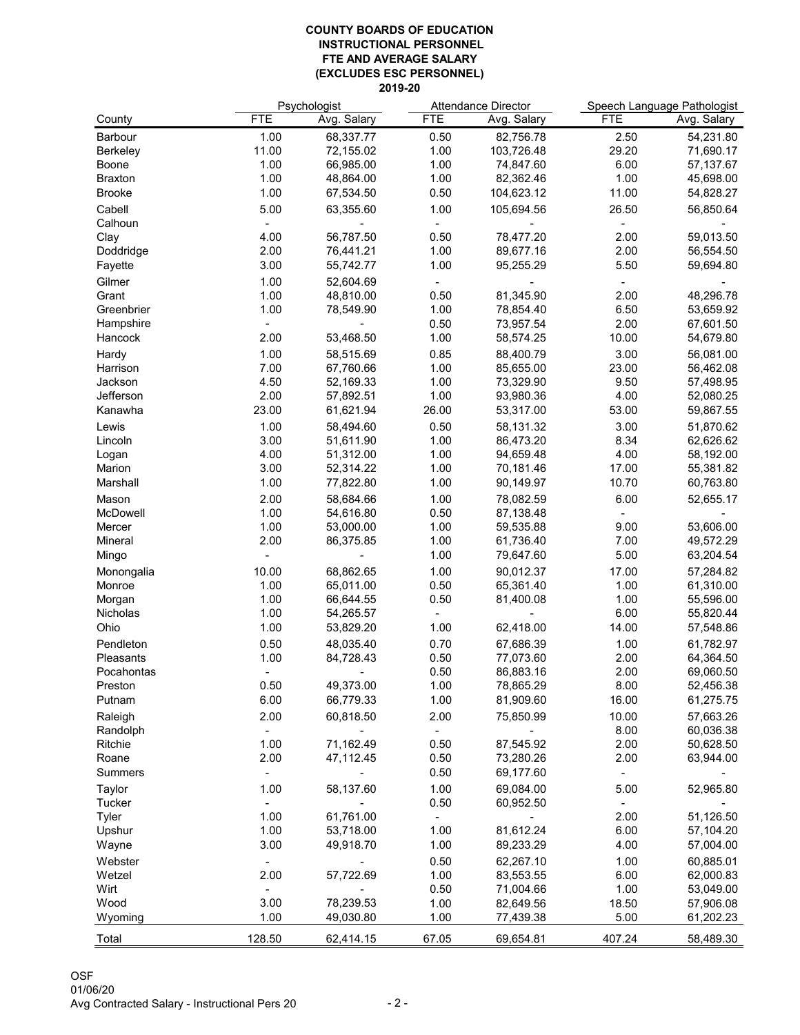**COUNTY BOARDS OF EDUCATION**
**INSTRUCTIONAL PERSONNEL**
**FTE AND AVERAGE SALARY**
**(EXCLUDES ESC PERSONNEL)**
**2019-20**

| County | Psychologist | | Attendance Director | | Speech Language Pathologist | |
|---|---|---|---|---|---|---|
| | FTE | Avg. Salary | FTE | Avg. Salary | FTE | Avg. Salary |
| Barbour | 1.00 | 68,337.77 | 0.50 | 82,756.78 | 2.50 | 54,231.80 |
| Berkeley | 11.00 | 72,155.02 | 1.00 | 103,726.48 | 29.20 | 71,690.17 |
| Boone | 1.00 | 66,985.00 | 1.00 | 74,847.60 | 6.00 | 57,137.67 |
| Braxton | 1.00 | 48,864.00 | 1.00 | 82,362.46 | 1.00 | 45,698.00 |
| Brooke | 1.00 | 67,534.50 | 0.50 | 104,623.12 | 11.00 | 54,828.27 |
| Cabell | 5.00 | 63,355.60 | 1.00 | 105,694.56 | 26.50 | 56,850.64 |
| Calhoun | - | - | - | - | - | - |
| Clay | 4.00 | 56,787.50 | 0.50 | 78,477.20 | 2.00 | 59,013.50 |
| Doddridge | 2.00 | 76,441.21 | 1.00 | 89,677.16 | 2.00 | 56,554.50 |
| Fayette | 3.00 | 55,742.77 | 1.00 | 95,255.29 | 5.50 | 59,694.80 |
| Gilmer | 1.00 | 52,604.69 | - | - | - | - |
| Grant | 1.00 | 48,810.00 | 0.50 | 81,345.90 | 2.00 | 48,296.78 |
| Greenbrier | 1.00 | 78,549.90 | 1.00 | 78,854.40 | 6.50 | 53,659.92 |
| Hampshire | - | - | 0.50 | 73,957.54 | 2.00 | 67,601.50 |
| Hancock | 2.00 | 53,468.50 | 1.00 | 58,574.25 | 10.00 | 54,679.80 |
| Hardy | 1.00 | 58,515.69 | 0.85 | 88,400.79 | 3.00 | 56,081.00 |
| Harrison | 7.00 | 67,760.66 | 1.00 | 85,655.00 | 23.00 | 56,462.08 |
| Jackson | 4.50 | 52,169.33 | 1.00 | 73,329.90 | 9.50 | 57,498.95 |
| Jefferson | 2.00 | 57,892.51 | 1.00 | 93,980.36 | 4.00 | 52,080.25 |
| Kanawha | 23.00 | 61,621.94 | 26.00 | 53,317.00 | 53.00 | 59,867.55 |
| Lewis | 1.00 | 58,494.60 | 0.50 | 58,131.32 | 3.00 | 51,870.62 |
| Lincoln | 3.00 | 51,611.90 | 1.00 | 86,473.20 | 8.34 | 62,626.62 |
| Logan | 4.00 | 51,312.00 | 1.00 | 94,659.48 | 4.00 | 58,192.00 |
| Marion | 3.00 | 52,314.22 | 1.00 | 70,181.46 | 17.00 | 55,381.82 |
| Marshall | 1.00 | 77,822.80 | 1.00 | 90,149.97 | 10.70 | 60,763.80 |
| Mason | 2.00 | 58,684.66 | 1.00 | 78,082.59 | 6.00 | 52,655.17 |
| McDowell | 1.00 | 54,616.80 | 0.50 | 87,138.48 | - | - |
| Mercer | 1.00 | 53,000.00 | 1.00 | 59,535.88 | 9.00 | 53,606.00 |
| Mineral | 2.00 | 86,375.85 | 1.00 | 61,736.40 | 7.00 | 49,572.29 |
| Mingo | - | - | 1.00 | 79,647.60 | 5.00 | 63,204.54 |
| Monongalia | 10.00 | 68,862.65 | 1.00 | 90,012.37 | 17.00 | 57,284.82 |
| Monroe | 1.00 | 65,011.00 | 0.50 | 65,361.40 | 1.00 | 61,310.00 |
| Morgan | 1.00 | 66,644.55 | 0.50 | 81,400.08 | 1.00 | 55,596.00 |
| Nicholas | 1.00 | 54,265.57 | - | - | 6.00 | 55,820.44 |
| Ohio | 1.00 | 53,829.20 | 1.00 | 62,418.00 | 14.00 | 57,548.86 |
| Pendleton | 0.50 | 48,035.40 | 0.70 | 67,686.39 | 1.00 | 61,782.97 |
| Pleasants | 1.00 | 84,728.43 | 0.50 | 77,073.60 | 2.00 | 64,364.50 |
| Pocahontas | - | - | 0.50 | 86,883.16 | 2.00 | 69,060.50 |
| Preston | 0.50 | 49,373.00 | 1.00 | 78,865.29 | 8.00 | 52,456.38 |
| Putnam | 6.00 | 66,779.33 | 1.00 | 81,909.60 | 16.00 | 61,275.75 |
| Raleigh | 2.00 | 60,818.50 | 2.00 | 75,850.99 | 10.00 | 57,663.26 |
| Randolph | - | - | - | - | 8.00 | 60,036.38 |
| Ritchie | 1.00 | 71,162.49 | 0.50 | 87,545.92 | 2.00 | 50,628.50 |
| Roane | 2.00 | 47,112.45 | 0.50 | 73,280.26 | 2.00 | 63,944.00 |
| Summers | - | - | 0.50 | 69,177.60 | - | - |
| Taylor | 1.00 | 58,137.60 | 1.00 | 69,084.00 | 5.00 | 52,965.80 |
| Tucker | - | - | 0.50 | 60,952.50 | - | - |
| Tyler | 1.00 | 61,761.00 | - | - | 2.00 | 51,126.50 |
| Upshur | 1.00 | 53,718.00 | 1.00 | 81,612.24 | 6.00 | 57,104.20 |
| Wayne | 3.00 | 49,918.70 | 1.00 | 89,233.29 | 4.00 | 57,004.00 |
| Webster | - | - | 0.50 | 62,267.10 | 1.00 | 60,885.01 |
| Wetzel | 2.00 | 57,722.69 | 1.00 | 83,553.55 | 6.00 | 62,000.83 |
| Wirt | - | - | 0.50 | 71,004.66 | 1.00 | 53,049.00 |
| Wood | 3.00 | 78,239.53 | 1.00 | 82,649.56 | 18.50 | 57,906.08 |
| Wyoming | 1.00 | 49,030.80 | 1.00 | 77,439.38 | 5.00 | 61,202.23 |
| Total | 128.50 | 62,414.15 | 67.05 | 69,654.81 | 407.24 | 58,489.30 |

OSF
01/06/20
Avg Contracted Salary - Instructional Pers 20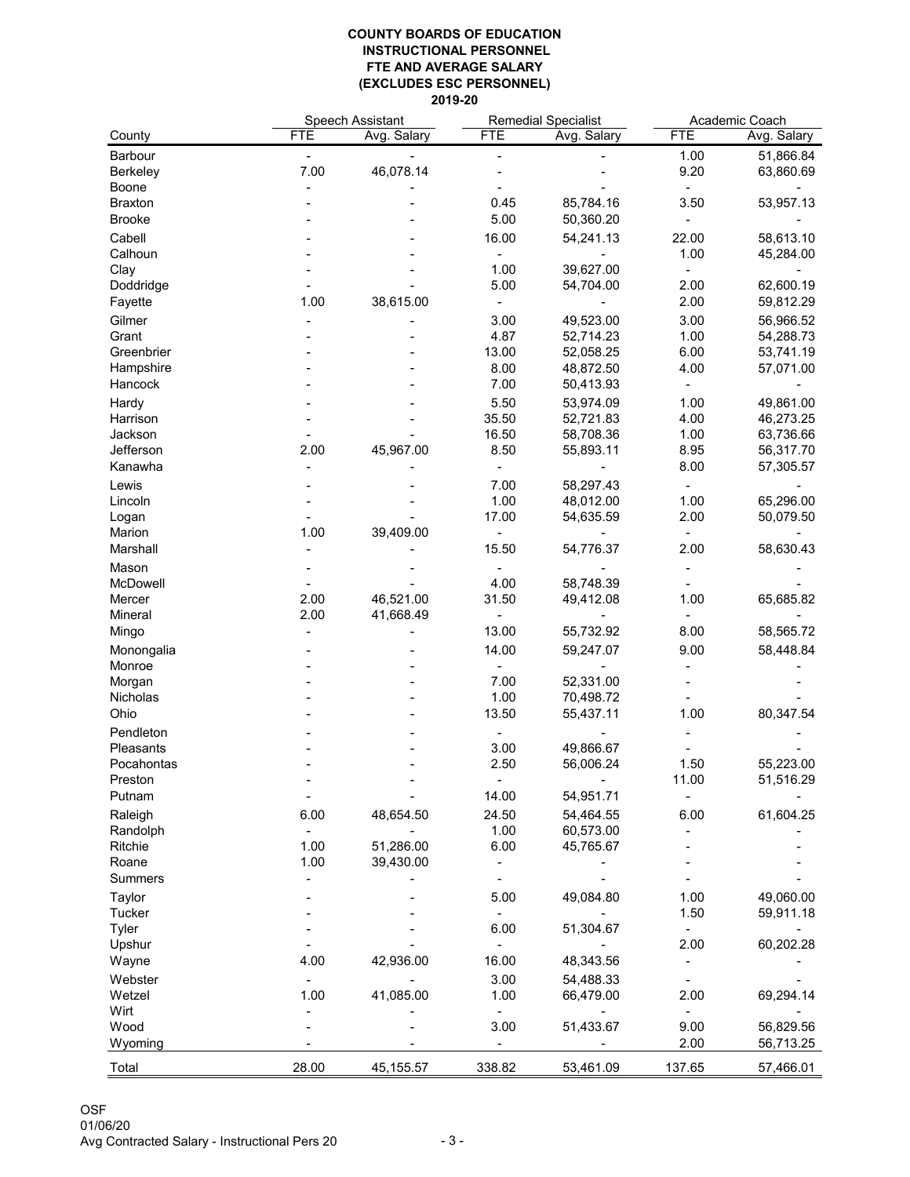**COUNTY BOARDS OF EDUCATION**
**INSTRUCTIONAL PERSONNEL**
**FTE AND AVERAGE SALARY**
**(EXCLUDES ESC PERSONNEL)**
**2019-20**

| | Speech Assistant | | Remedial Specialist | | Academic Coach | |
|---|---|---|---|---|---|---|
| County | FTE | Avg. Salary | FTE | Avg. Salary | FTE | Avg. Salary |
| Barbour | - | - | - | - | 1.00 | 51,866.84 |
| Berkeley | 7.00 | 46,078.14 | - | - | 9.20 | 63,860.69 |
| Boone | - | - | - | - | - | - |
| Braxton | - | - | 0.45 | 85,784.16 | 3.50 | 53,957.13 |
| Brooke | - | - | 5.00 | 50,360.20 | - | - |
| Cabell | - | - | 16.00 | 54,241.13 | 22.00 | 58,613.10 |
| Calhoun | - | - | - | - | 1.00 | 45,284.00 |
| Clay | - | - | 1.00 | 39,627.00 | - | - |
| Doddridge | - | - | 5.00 | 54,704.00 | 2.00 | 62,600.19 |
| Fayette | 1.00 | 38,615.00 | - | - | 2.00 | 59,812.29 |
| Gilmer | - | - | 3.00 | 49,523.00 | 3.00 | 56,966.52 |
| Grant | - | - | 4.87 | 52,714.23 | 1.00 | 54,288.73 |
| Greenbrier | - | - | 13.00 | 52,058.25 | 6.00 | 53,741.19 |
| Hampshire | - | - | 8.00 | 48,872.50 | 4.00 | 57,071.00 |
| Hancock | - | - | 7.00 | 50,413.93 | - | - |
| Hardy | - | - | 5.50 | 53,974.09 | 1.00 | 49,861.00 |
| Harrison | - | - | 35.50 | 52,721.83 | 4.00 | 46,273.25 |
| Jackson | - | - | 16.50 | 58,708.36 | 1.00 | 63,736.66 |
| Jefferson | 2.00 | 45,967.00 | 8.50 | 55,893.11 | 8.95 | 56,317.70 |
| Kanawha | - | - | - | - | 8.00 | 57,305.57 |
| Lewis | - | - | 7.00 | 58,297.43 | - | - |
| Lincoln | - | - | 1.00 | 48,012.00 | 1.00 | 65,296.00 |
| Logan | - | - | 17.00 | 54,635.59 | 2.00 | 50,079.50 |
| Marion | 1.00 | 39,409.00 | - | - | - | - |
| Marshall | - | - | 15.50 | 54,776.37 | 2.00 | 58,630.43 |
| Mason | - | - | - | - | - | - |
| McDowell | - | - | 4.00 | 58,748.39 | - | - |
| Mercer | 2.00 | 46,521.00 | 31.50 | 49,412.08 | 1.00 | 65,685.82 |
| Mineral | 2.00 | 41,668.49 | - | - | - | - |
| Mingo | - | - | 13.00 | 55,732.92 | 8.00 | 58,565.72 |
| Monongalia | - | - | 14.00 | 59,247.07 | 9.00 | 58,448.84 |
| Monroe | - | - | - | - | - | - |
| Morgan | - | - | 7.00 | 52,331.00 | - | - |
| Nicholas | - | - | 1.00 | 70,498.72 | - | - |
| Ohio | - | - | 13.50 | 55,437.11 | 1.00 | 80,347.54 |
| Pendleton | - | - | - | - | - | - |
| Pleasants | - | - | 3.00 | 49,866.67 | - | - |
| Pocahontas | - | - | 2.50 | 56,006.24 | 1.50 | 55,223.00 |
| Preston | - | - | - | - | 11.00 | 51,516.29 |
| Putnam | - | - | 14.00 | 54,951.71 | - | - |
| Raleigh | 6.00 | 48,654.50 | 24.50 | 54,464.55 | 6.00 | 61,604.25 |
| Randolph | - | - | 1.00 | 60,573.00 | - | - |
| Ritchie | 1.00 | 51,286.00 | 6.00 | 45,765.67 | - | - |
| Roane | 1.00 | 39,430.00 | - | - | - | - |
| Summers | - | - | - | - | - | - |
| Taylor | - | - | 5.00 | 49,084.80 | 1.00 | 49,060.00 |
| Tucker | - | - | - | - | 1.50 | 59,911.18 |
| Tyler | - | - | 6.00 | 51,304.67 | - | - |
| Upshur | - | - | - | - | 2.00 | 60,202.28 |
| Wayne | 4.00 | 42,936.00 | 16.00 | 48,343.56 | - | - |
| Webster | - | - | 3.00 | 54,488.33 | - | - |
| Wetzel | 1.00 | 41,085.00 | 1.00 | 66,479.00 | 2.00 | 69,294.14 |
| Wirt | - | - | - | - | - | - |
| Wood | - | - | 3.00 | 51,433.67 | 9.00 | 56,829.56 |
| Wyoming | - | - | - | - | 2.00 | 56,713.25 |
| Total | 28.00 | 45,155.57 | 338.82 | 53,461.09 | 137.65 | 57,466.01 |

OSF
01/06/20
Avg Contracted Salary - Instructional Pers 20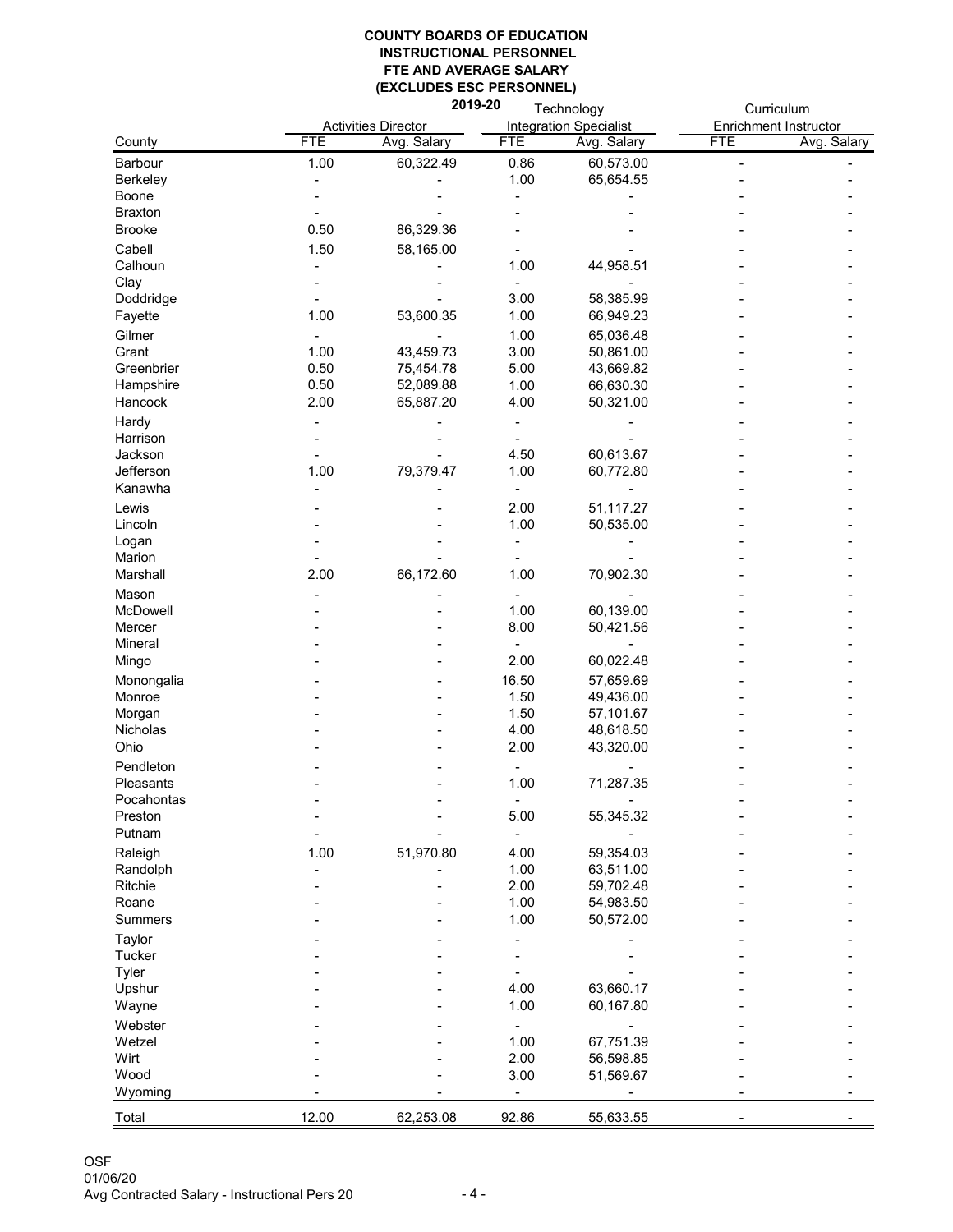**COUNTY BOARDS OF EDUCATION**
**INSTRUCTIONAL PERSONNEL**
**FTE AND AVERAGE SALARY**
**(EXCLUDES ESC PERSONNEL)**
**2019-20**

| County | Activities Director | | Technology Integration Specialist | | Curriculum Enrichment Instructor | |
|---|---|---|---|---|---|---|
| | FTE | Avg. Salary | FTE | Avg. Salary | FTE | Avg. Salary |
| Barbour | 1.00 | 60,322.49 | 0.86 | 60,573.00 | - | - |
| Berkeley | - | - | 1.00 | 65,654.55 | - | - |
| Boone | - | - | - | - | - | - |
| Braxton | - | - | - | - | - | - |
| Brooke | 0.50 | 86,329.36 | - | - | - | - |
| Cabell | 1.50 | 58,165.00 | - | - | - | - |
| Calhoun | - | - | 1.00 | 44,958.51 | - | - |
| Clay | - | - | - | - | - | - |
| Doddridge | - | - | 3.00 | 58,385.99 | - | - |
| Fayette | 1.00 | 53,600.35 | 1.00 | 66,949.23 | - | - |
| Gilmer | - | - | 1.00 | 65,036.48 | - | - |
| Grant | 1.00 | 43,459.73 | 3.00 | 50,861.00 | - | - |
| Greenbrier | 0.50 | 75,454.78 | 5.00 | 43,669.82 | - | - |
| Hampshire | 0.50 | 52,089.88 | 1.00 | 66,630.30 | - | - |
| Hancock | 2.00 | 65,887.20 | 4.00 | 50,321.00 | - | - |
| Hardy | - | - | - | - | - | - |
| Harrison | - | - | - | - | - | - |
| Jackson | - | - | 4.50 | 60,613.67 | - | - |
| Jefferson | 1.00 | 79,379.47 | 1.00 | 60,772.80 | - | - |
| Kanawha | - | - | - | - | - | - |
| Lewis | - | - | 2.00 | 51,117.27 | - | - |
| Lincoln | - | - | 1.00 | 50,535.00 | - | - |
| Logan | - | - | - | - | - | - |
| Marion | - | - | - | - | - | - |
| Marshall | 2.00 | 66,172.60 | 1.00 | 70,902.30 | - | - |
| Mason | - | - | - | - | - | - |
| McDowell | - | - | 1.00 | 60,139.00 | - | - |
| Mercer | - | - | 8.00 | 50,421.56 | - | - |
| Mineral | - | - | - | - | - | - |
| Mingo | - | - | 2.00 | 60,022.48 | - | - |
| Monongalia | - | - | 16.50 | 57,659.69 | - | - |
| Monroe | - | - | 1.50 | 49,436.00 | - | - |
| Morgan | - | - | 1.50 | 57,101.67 | - | - |
| Nicholas | - | - | 4.00 | 48,618.50 | - | - |
| Ohio | - | - | 2.00 | 43,320.00 | - | - |
| Pendleton | - | - | - | - | - | - |
| Pleasants | - | - | 1.00 | 71,287.35 | - | - |
| Pocahontas | - | - | - | - | - | - |
| Preston | - | - | 5.00 | 55,345.32 | - | - |
| Putnam | - | - | - | - | - | - |
| Raleigh | 1.00 | 51,970.80 | 4.00 | 59,354.03 | - | - |
| Randolph | - | - | 1.00 | 63,511.00 | - | - |
| Ritchie | - | - | 2.00 | 59,702.48 | - | - |
| Roane | - | - | 1.00 | 54,983.50 | - | - |
| Summers | - | - | 1.00 | 50,572.00 | - | - |
| Taylor | - | - | - | - | - | - |
| Tucker | - | - | - | - | - | - |
| Tyler | - | - | - | - | - | - |
| Upshur | - | - | 4.00 | 63,660.17 | - | - |
| Wayne | - | - | 1.00 | 60,167.80 | - | - |
| Webster | - | - | - | - | - | - |
| Wetzel | - | - | 1.00 | 67,751.39 | - | - |
| Wirt | - | - | 2.00 | 56,598.85 | - | - |
| Wood | - | - | 3.00 | 51,569.67 | - | - |
| Wyoming | - | - | - | - | - | - |
| Total | 12.00 | 62,253.08 | 92.86 | 55,633.55 | - | - |

OSF
01/06/20
Avg Contracted Salary - Instructional Pers 20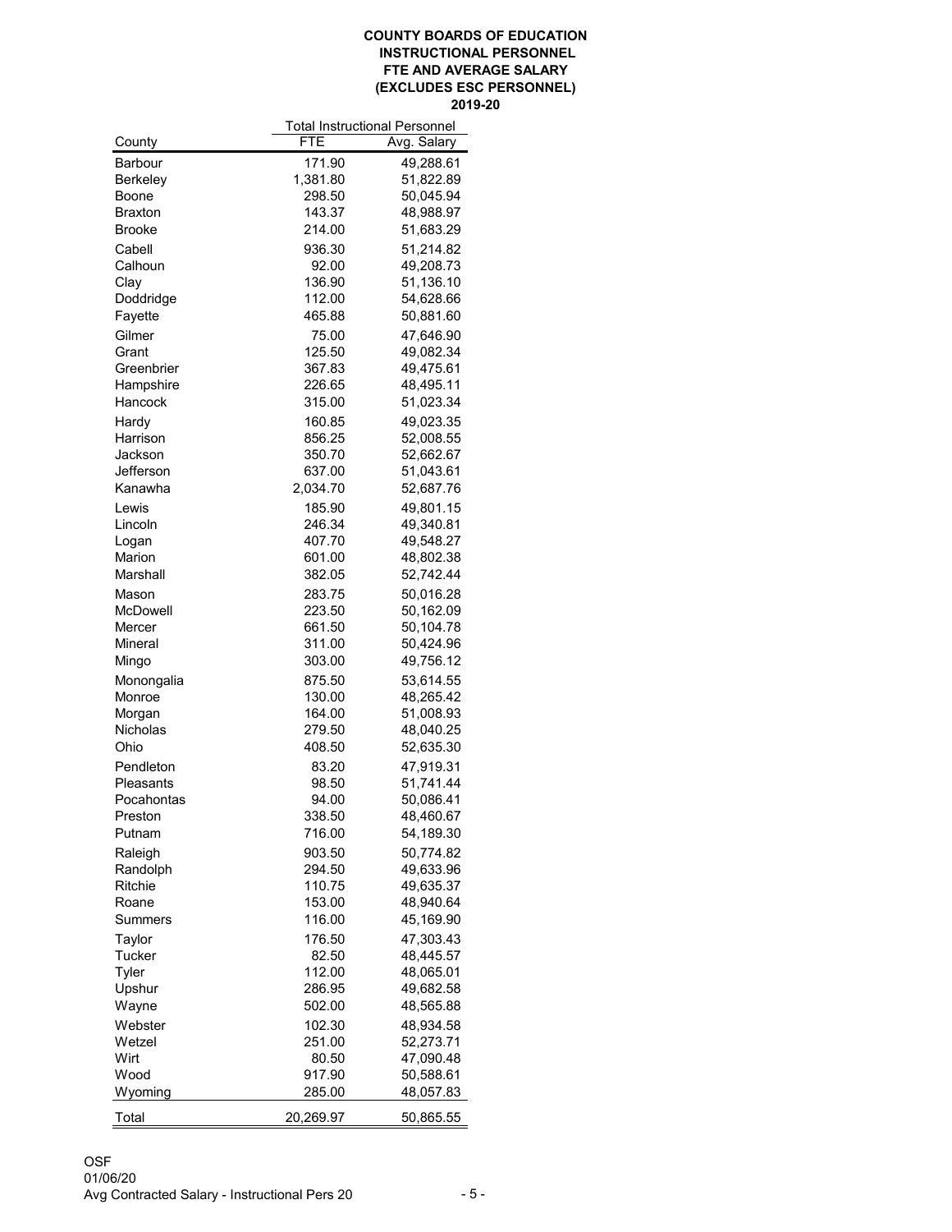**COUNTY BOARDS OF EDUCATION**
**INSTRUCTIONAL PERSONNEL**
**FTE AND AVERAGE SALARY**
**(EXCLUDES ESC PERSONNEL)**
**2019-20**

| | Total Instructional Personnel | |
|---|---|---|
| County | FTE | Avg. Salary |
| Barbour | 171.90 | 49,288.61 |
| Berkeley | 1,381.80 | 51,822.89 |
| Boone | 298.50 | 50,045.94 |
| Braxton | 143.37 | 48,988.97 |
| Brooke | 214.00 | 51,683.29 |
| Cabell | 936.30 | 51,214.82 |
| Calhoun | 92.00 | 49,208.73 |
| Clay | 136.90 | 51,136.10 |
| Doddridge | 112.00 | 54,628.66 |
| Fayette | 465.88 | 50,881.60 |
| Gilmer | 75.00 | 47,646.90 |
| Grant | 125.50 | 49,082.34 |
| Greenbrier | 367.83 | 49,475.61 |
| Hampshire | 226.65 | 48,495.11 |
| Hancock | 315.00 | 51,023.34 |
| Hardy | 160.85 | 49,023.35 |
| Harrison | 856.25 | 52,008.55 |
| Jackson | 350.70 | 52,662.67 |
| Jefferson | 637.00 | 51,043.61 |
| Kanawha | 2,034.70 | 52,687.76 |
| Lewis | 185.90 | 49,801.15 |
| Lincoln | 246.34 | 49,340.81 |
| Logan | 407.70 | 49,548.27 |
| Marion | 601.00 | 48,802.38 |
| Marshall | 382.05 | 52,742.44 |
| Mason | 283.75 | 50,016.28 |
| McDowell | 223.50 | 50,162.09 |
| Mercer | 661.50 | 50,104.78 |
| Mineral | 311.00 | 50,424.96 |
| Mingo | 303.00 | 49,756.12 |
| Monongalia | 875.50 | 53,614.55 |
| Monroe | 130.00 | 48,265.42 |
| Morgan | 164.00 | 51,008.93 |
| Nicholas | 279.50 | 48,040.25 |
| Ohio | 408.50 | 52,635.30 |
| Pendleton | 83.20 | 47,919.31 |
| Pleasants | 98.50 | 51,741.44 |
| Pocahontas | 94.00 | 50,086.41 |
| Preston | 338.50 | 48,460.67 |
| Putnam | 716.00 | 54,189.30 |
| Raleigh | 903.50 | 50,774.82 |
| Randolph | 294.50 | 49,633.96 |
| Ritchie | 110.75 | 49,635.37 |
| Roane | 153.00 | 48,940.64 |
| Summers | 116.00 | 45,169.90 |
| Taylor | 176.50 | 47,303.43 |
| Tucker | 82.50 | 48,445.57 |
| Tyler | 112.00 | 48,065.01 |
| Upshur | 286.95 | 49,682.58 |
| Wayne | 502.00 | 48,565.88 |
| Webster | 102.30 | 48,934.58 |
| Wetzel | 251.00 | 52,273.71 |
| Wirt | 80.50 | 47,090.48 |
| Wood | 917.90 | 50,588.61 |
| Wyoming | 285.00 | 48,057.83 |
| Total | 20,269.97 | 50,865.55 |

OSF
01/06/20
Avg Contracted Salary - Instructional Pers 20